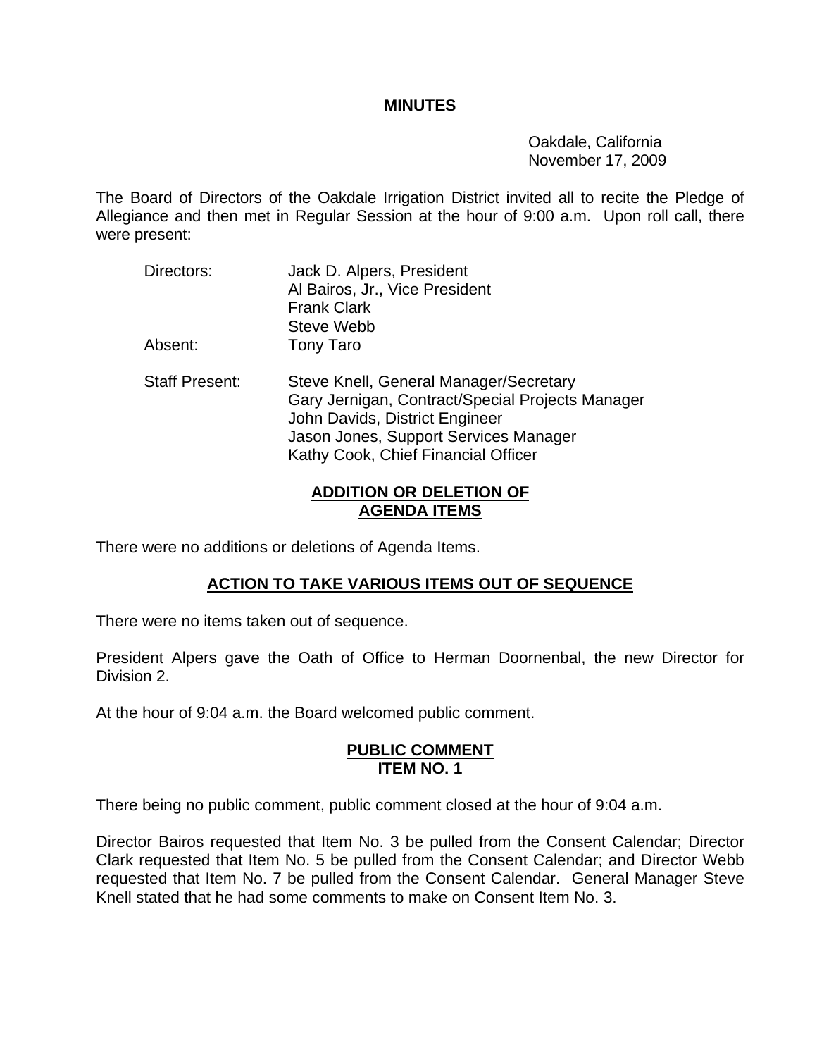# MINUTES

Oakdale, California
November 17, 2009

The Board of Directors of the Oakdale Irrigation District invited all to recite the Pledge of Allegiance and then met in Regular Session at the hour of 9:00 a.m. Upon roll call, there were present:

| | |
|---|---|
| Directors: | Jack D. Alpers, President |
| | Al Bairos, Jr., Vice President |
| | Frank Clark |
| | Steve Webb |
| Absent: | Tony Taro |
| | |
| Staff Present: | Steve Knell, General Manager/Secretary |
| | Gary Jernigan, Contract/Special Projects Manager |
| | John Davids, District Engineer |
| | Jason Jones, Support Services Manager |
| | Kathy Cook, Chief Financial Officer |

## ADDITION OR DELETION OF AGENDA ITEMS

There were no additions or deletions of Agenda Items.

## ACTION TO TAKE VARIOUS ITEMS OUT OF SEQUENCE

There were no items taken out of sequence.

President Alpers gave the Oath of Office to Herman Doornenbal, the new Director for Division 2.

At the hour of 9:04 a.m. the Board welcomed public comment.

## PUBLIC COMMENT ITEM NO. 1

There being no public comment, public comment closed at the hour of 9:04 a.m.

Director Bairos requested that Item No. 3 be pulled from the Consent Calendar; Director Clark requested that Item No. 5 be pulled from the Consent Calendar; and Director Webb requested that Item No. 7 be pulled from the Consent Calendar. General Manager Steve Knell stated that he had some comments to make on Consent Item No. 3.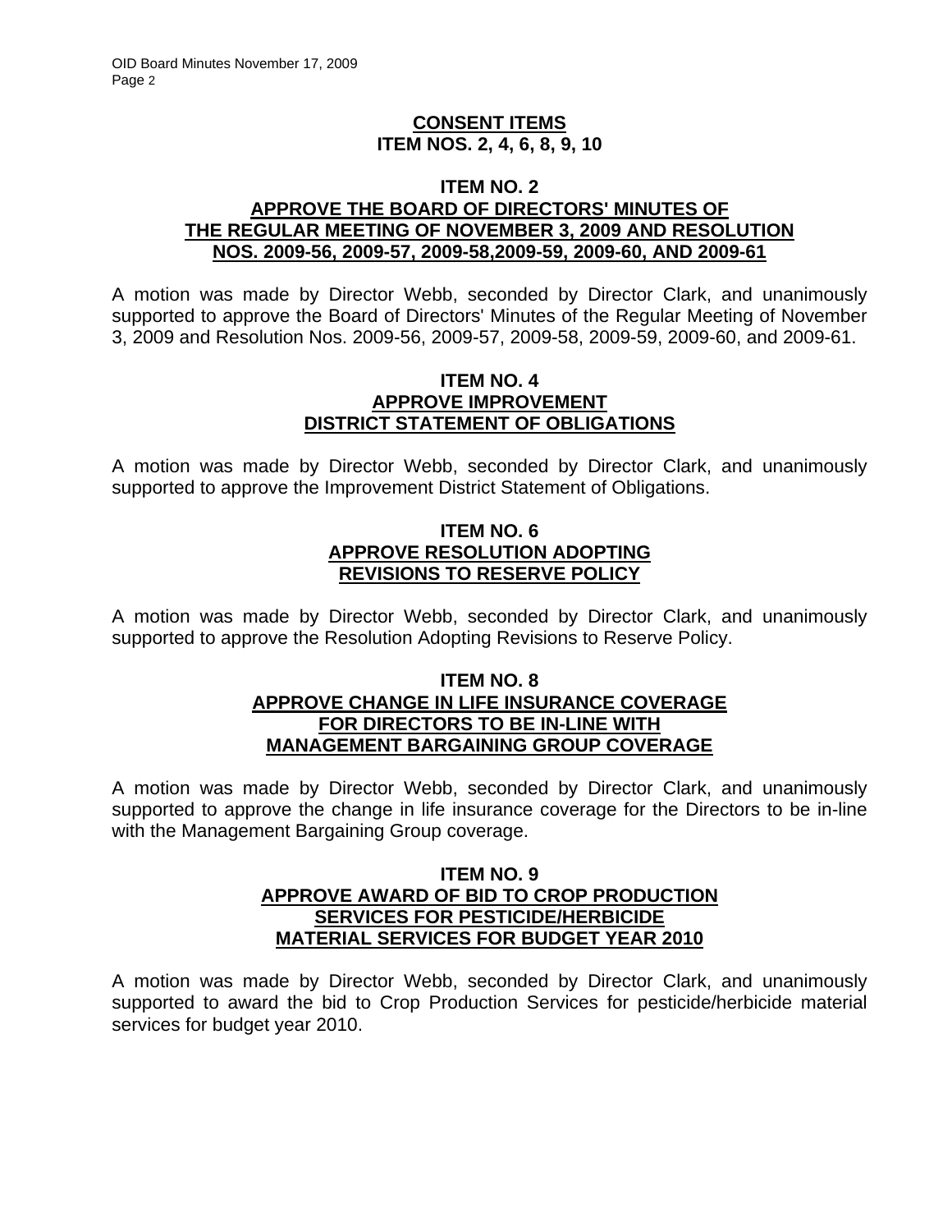## CONSENT ITEMS
## ITEM NOS. 2, 4, 6, 8, 9, 10

### ITEM NO. 2
### APPROVE THE BOARD OF DIRECTORS' MINUTES OF THE REGULAR MEETING OF NOVEMBER 3, 2009 AND RESOLUTION NOS. 2009-56, 2009-57, 2009-58,2009-59, 2009-60, AND 2009-61

A motion was made by Director Webb, seconded by Director Clark, and unanimously supported to approve the Board of Directors' Minutes of the Regular Meeting of November 3, 2009 and Resolution Nos. 2009-56, 2009-57, 2009-58, 2009-59, 2009-60, and 2009-61.

### ITEM NO. 4
### APPROVE IMPROVEMENT DISTRICT STATEMENT OF OBLIGATIONS

A motion was made by Director Webb, seconded by Director Clark, and unanimously supported to approve the Improvement District Statement of Obligations.

### ITEM NO. 6
### APPROVE RESOLUTION ADOPTING REVISIONS TO RESERVE POLICY

A motion was made by Director Webb, seconded by Director Clark, and unanimously supported to approve the Resolution Adopting Revisions to Reserve Policy.

### ITEM NO. 8
### APPROVE CHANGE IN LIFE INSURANCE COVERAGE FOR DIRECTORS TO BE IN-LINE WITH MANAGEMENT BARGAINING GROUP COVERAGE

A motion was made by Director Webb, seconded by Director Clark, and unanimously supported to approve the change in life insurance coverage for the Directors to be in-line with the Management Bargaining Group coverage.

### ITEM NO. 9
### APPROVE AWARD OF BID TO CROP PRODUCTION SERVICES FOR PESTICIDE/HERBICIDE MATERIAL SERVICES FOR BUDGET YEAR 2010

A motion was made by Director Webb, seconded by Director Clark, and unanimously supported to award the bid to Crop Production Services for pesticide/herbicide material services for budget year 2010.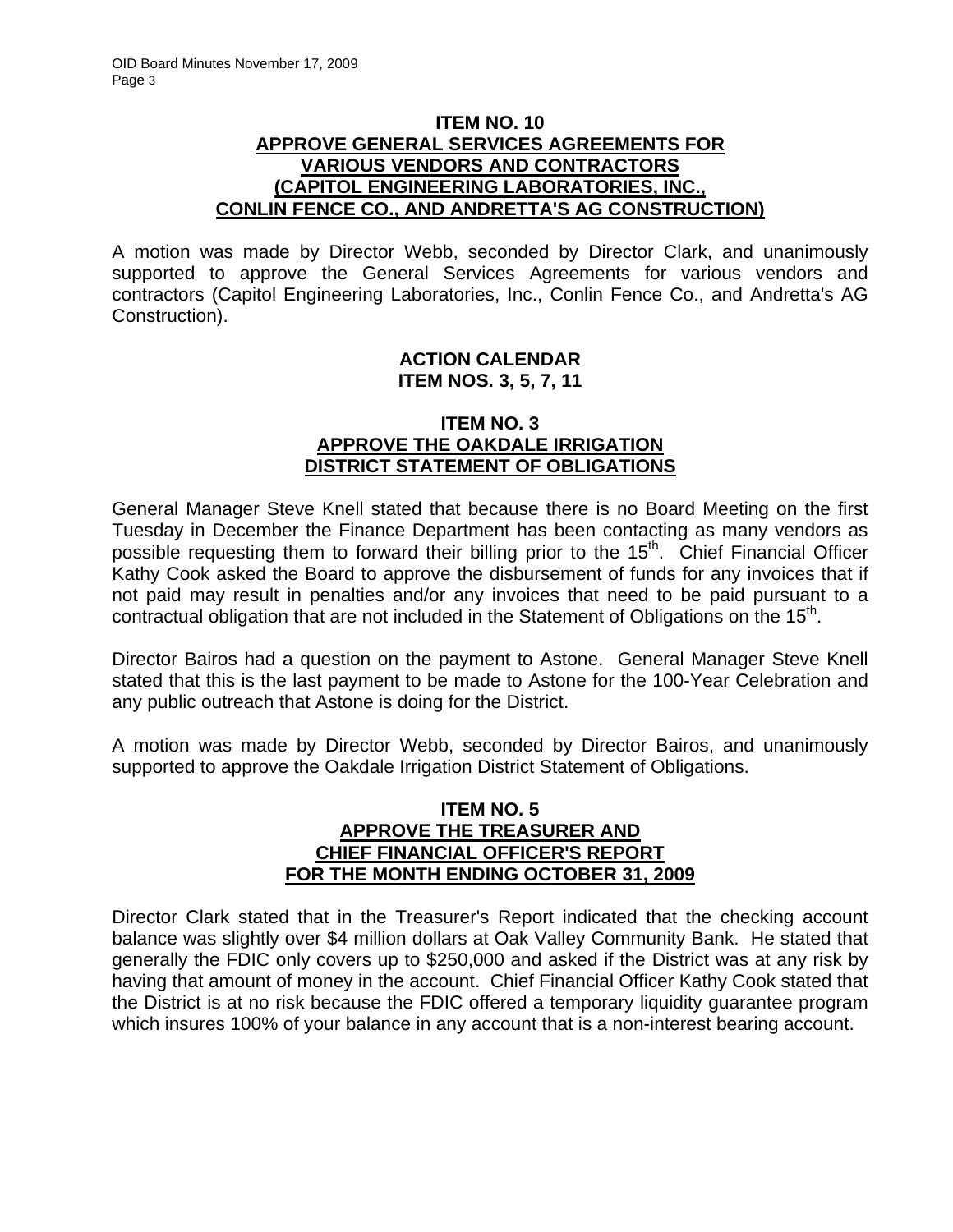## ITEM NO. 10
## APPROVE GENERAL SERVICES AGREEMENTS FOR VARIOUS VENDORS AND CONTRACTORS (CAPITOL ENGINEERING LABORATORIES, INC., CONLIN FENCE CO., AND ANDRETTA'S AG CONSTRUCTION)

A motion was made by Director Webb, seconded by Director Clark, and unanimously supported to approve the General Services Agreements for various vendors and contractors (Capitol Engineering Laboratories, Inc., Conlin Fence Co., and Andretta's AG Construction).

## ACTION CALENDAR
## ITEM NOS. 3, 5, 7, 11

## ITEM NO. 3
## APPROVE THE OAKDALE IRRIGATION DISTRICT STATEMENT OF OBLIGATIONS

General Manager Steve Knell stated that because there is no Board Meeting on the first Tuesday in December the Finance Department has been contacting as many vendors as possible requesting them to forward their billing prior to the 15th. Chief Financial Officer Kathy Cook asked the Board to approve the disbursement of funds for any invoices that if not paid may result in penalties and/or any invoices that need to be paid pursuant to a contractual obligation that are not included in the Statement of Obligations on the 15th.

Director Bairos had a question on the payment to Astone. General Manager Steve Knell stated that this is the last payment to be made to Astone for the 100-Year Celebration and any public outreach that Astone is doing for the District.

A motion was made by Director Webb, seconded by Director Bairos, and unanimously supported to approve the Oakdale Irrigation District Statement of Obligations.

## ITEM NO. 5
## APPROVE THE TREASURER AND CHIEF FINANCIAL OFFICER'S REPORT FOR THE MONTH ENDING OCTOBER 31, 2009

Director Clark stated that in the Treasurer's Report indicated that the checking account balance was slightly over $4 million dollars at Oak Valley Community Bank. He stated that generally the FDIC only covers up to $250,000 and asked if the District was at any risk by having that amount of money in the account. Chief Financial Officer Kathy Cook stated that the District is at no risk because the FDIC offered a temporary liquidity guarantee program which insures 100% of your balance in any account that is a non-interest bearing account.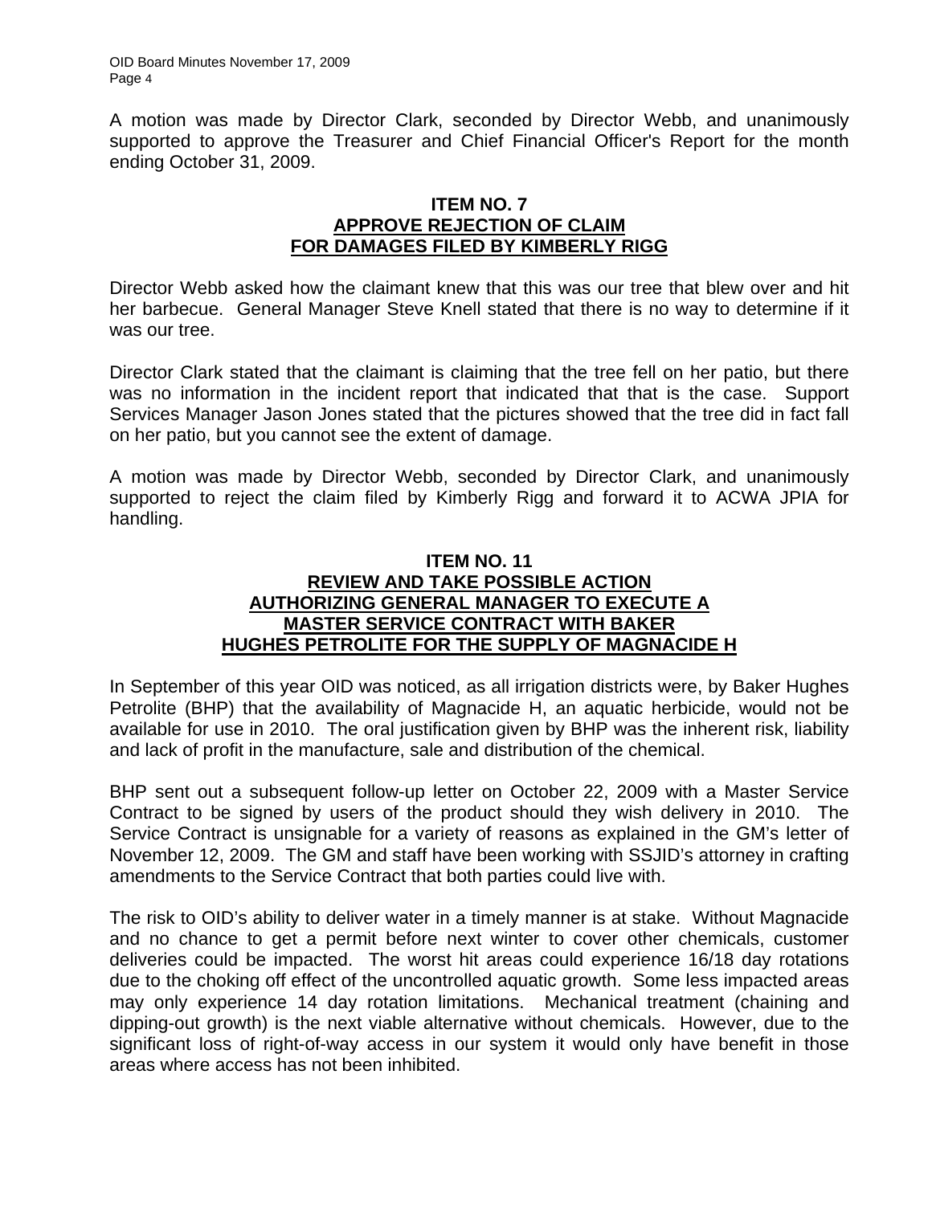A motion was made by Director Clark, seconded by Director Webb, and unanimously supported to approve the Treasurer and Chief Financial Officer's Report for the month ending October 31, 2009.

**ITEM NO. 7**
**APPROVE REJECTION OF CLAIM**
**FOR DAMAGES FILED BY KIMBERLY RIGG**

Director Webb asked how the claimant knew that this was our tree that blew over and hit her barbecue. General Manager Steve Knell stated that there is no way to determine if it was our tree.

Director Clark stated that the claimant is claiming that the tree fell on her patio, but there was no information in the incident report that indicated that that is the case. Support Services Manager Jason Jones stated that the pictures showed that the tree did in fact fall on her patio, but you cannot see the extent of damage.

A motion was made by Director Webb, seconded by Director Clark, and unanimously supported to reject the claim filed by Kimberly Rigg and forward it to ACWA JPIA for handling.

**ITEM NO. 11**
**REVIEW AND TAKE POSSIBLE ACTION**
**AUTHORIZING GENERAL MANAGER TO EXECUTE A**
**MASTER SERVICE CONTRACT WITH BAKER**
**HUGHES PETROLITE FOR THE SUPPLY OF MAGNACIDE H**

In September of this year OID was noticed, as all irrigation districts were, by Baker Hughes Petrolite (BHP) that the availability of Magnacide H, an aquatic herbicide, would not be available for use in 2010. The oral justification given by BHP was the inherent risk, liability and lack of profit in the manufacture, sale and distribution of the chemical.

BHP sent out a subsequent follow-up letter on October 22, 2009 with a Master Service Contract to be signed by users of the product should they wish delivery in 2010. The Service Contract is unsignable for a variety of reasons as explained in the GM's letter of November 12, 2009. The GM and staff have been working with SSJID's attorney in crafting amendments to the Service Contract that both parties could live with.

The risk to OID's ability to deliver water in a timely manner is at stake. Without Magnacide and no chance to get a permit before next winter to cover other chemicals, customer deliveries could be impacted. The worst hit areas could experience 16/18 day rotations due to the choking off effect of the uncontrolled aquatic growth. Some less impacted areas may only experience 14 day rotation limitations. Mechanical treatment (chaining and dipping-out growth) is the next viable alternative without chemicals. However, due to the significant loss of right-of-way access in our system it would only have benefit in those areas where access has not been inhibited.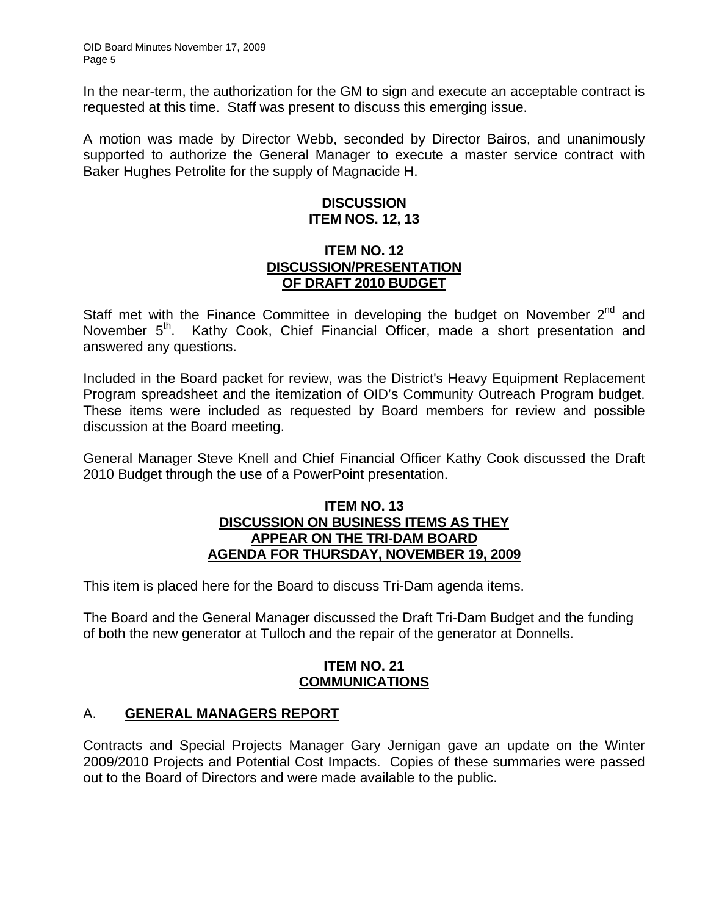In the near-term, the authorization for the GM to sign and execute an acceptable contract is requested at this time. Staff was present to discuss this emerging issue.

A motion was made by Director Webb, seconded by Director Bairos, and unanimously supported to authorize the General Manager to execute a master service contract with Baker Hughes Petrolite for the supply of Magnacide H.

**DISCUSSION**
**ITEM NOS. 12, 13**

**ITEM NO. 12**
**DISCUSSION/PRESENTATION OF DRAFT 2010 BUDGET**

Staff met with the Finance Committee in developing the budget on November 2nd and November 5th. Kathy Cook, Chief Financial Officer, made a short presentation and answered any questions.

Included in the Board packet for review, was the District's Heavy Equipment Replacement Program spreadsheet and the itemization of OID's Community Outreach Program budget. These items were included as requested by Board members for review and possible discussion at the Board meeting.

General Manager Steve Knell and Chief Financial Officer Kathy Cook discussed the Draft 2010 Budget through the use of a PowerPoint presentation.

**ITEM NO. 13**
**DISCUSSION ON BUSINESS ITEMS AS THEY APPEAR ON THE TRI-DAM BOARD AGENDA FOR THURSDAY, NOVEMBER 19, 2009**

This item is placed here for the Board to discuss Tri-Dam agenda items.

The Board and the General Manager discussed the Draft Tri-Dam Budget and the funding of both the new generator at Tulloch and the repair of the generator at Donnells.

**ITEM NO. 21**
**COMMUNICATIONS**

A. **GENERAL MANAGERS REPORT**

Contracts and Special Projects Manager Gary Jernigan gave an update on the Winter 2009/2010 Projects and Potential Cost Impacts. Copies of these summaries were passed out to the Board of Directors and were made available to the public.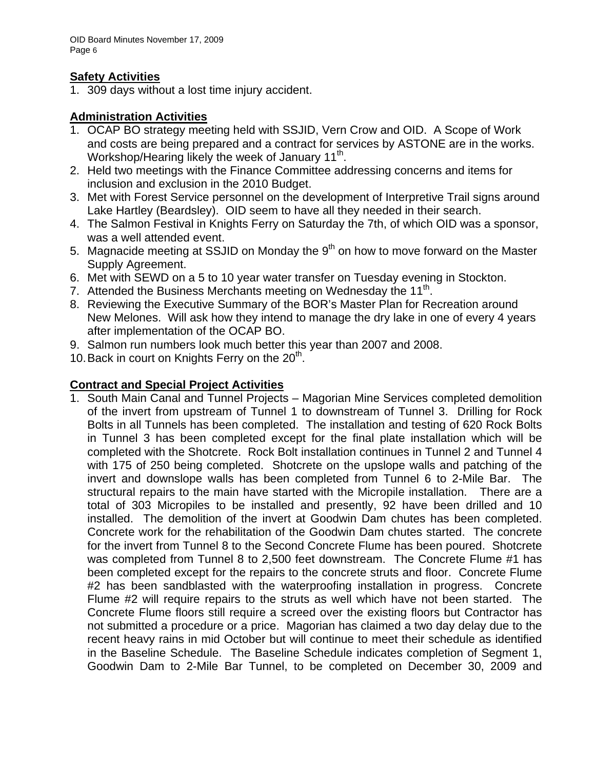## Safety Activities

1. 309 days without a lost time injury accident.

## Administration Activities

1. OCAP BO strategy meeting held with SSJID, Vern Crow and OID. A Scope of Work and costs are being prepared and a contract for services by ASTONE are in the works. Workshop/Hearing likely the week of January 11th.
2. Held two meetings with the Finance Committee addressing concerns and items for inclusion and exclusion in the 2010 Budget.
3. Met with Forest Service personnel on the development of Interpretive Trail signs around Lake Hartley (Beardsley). OID seem to have all they needed in their search.
4. The Salmon Festival in Knights Ferry on Saturday the 7th, of which OID was a sponsor, was a well attended event.
5. Magnacide meeting at SSJID on Monday the 9th on how to move forward on the Master Supply Agreement.
6. Met with SEWD on a 5 to 10 year water transfer on Tuesday evening in Stockton.
7. Attended the Business Merchants meeting on Wednesday the 11th.
8. Reviewing the Executive Summary of the BOR's Master Plan for Recreation around New Melones. Will ask how they intend to manage the dry lake in one of every 4 years after implementation of the OCAP BO.
9. Salmon run numbers look much better this year than 2007 and 2008.
10. Back in court on Knights Ferry on the 20th.

## Contract and Special Project Activities

1. South Main Canal and Tunnel Projects – Magorian Mine Services completed demolition of the invert from upstream of Tunnel 1 to downstream of Tunnel 3. Drilling for Rock Bolts in all Tunnels has been completed. The installation and testing of 620 Rock Bolts in Tunnel 3 has been completed except for the final plate installation which will be completed with the Shotcrete. Rock Bolt installation continues in Tunnel 2 and Tunnel 4 with 175 of 250 being completed. Shotcrete on the upslope walls and patching of the invert and downslope walls has been completed from Tunnel 6 to 2-Mile Bar. The structural repairs to the main have started with the Micropile installation. There are a total of 303 Micropiles to be installed and presently, 92 have been drilled and 10 installed. The demolition of the invert at Goodwin Dam chutes has been completed. Concrete work for the rehabilitation of the Goodwin Dam chutes started. The concrete for the invert from Tunnel 8 to the Second Concrete Flume has been poured. Shotcrete was completed from Tunnel 8 to 2,500 feet downstream. The Concrete Flume #1 has been completed except for the repairs to the concrete struts and floor. Concrete Flume #2 has been sandblasted with the waterproofing installation in progress. Concrete Flume #2 will require repairs to the struts as well which have not been started. The Concrete Flume floors still require a screed over the existing floors but Contractor has not submitted a procedure or a price. Magorian has claimed a two day delay due to the recent heavy rains in mid October but will continue to meet their schedule as identified in the Baseline Schedule. The Baseline Schedule indicates completion of Segment 1, Goodwin Dam to 2-Mile Bar Tunnel, to be completed on December 30, 2009 and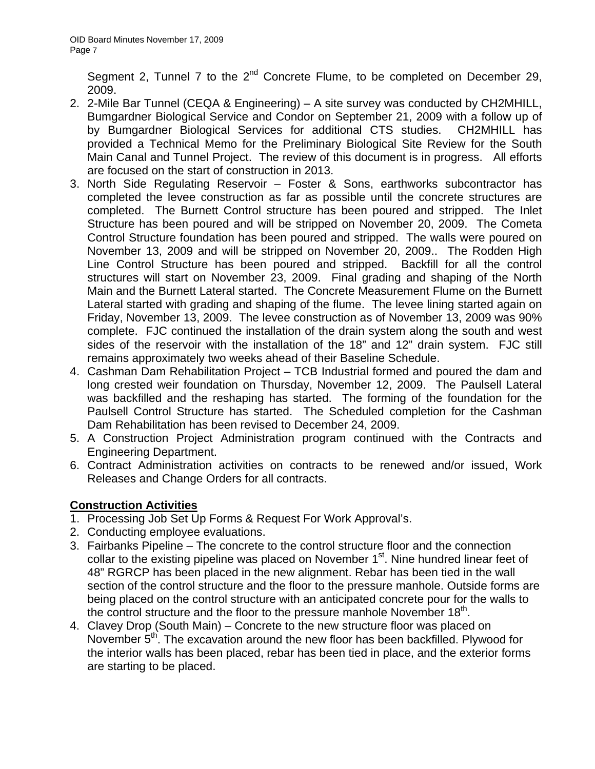Segment 2, Tunnel 7 to the 2nd Concrete Flume, to be completed on December 29, 2009.

2. 2-Mile Bar Tunnel (CEQA & Engineering) – A site survey was conducted by CH2MHILL, Bumgardner Biological Service and Condor on September 21, 2009 with a follow up of by Bumgardner Biological Services for additional CTS studies. CH2MHILL has provided a Technical Memo for the Preliminary Biological Site Review for the South Main Canal and Tunnel Project. The review of this document is in progress. All efforts are focused on the start of construction in 2013.
3. North Side Regulating Reservoir – Foster & Sons, earthworks subcontractor has completed the levee construction as far as possible until the concrete structures are completed. The Burnett Control structure has been poured and stripped. The Inlet Structure has been poured and will be stripped on November 20, 2009. The Cometa Control Structure foundation has been poured and stripped. The walls were poured on November 13, 2009 and will be stripped on November 20, 2009.. The Rodden High Line Control Structure has been poured and stripped. Backfill for all the control structures will start on November 23, 2009. Final grading and shaping of the North Main and the Burnett Lateral started. The Concrete Measurement Flume on the Burnett Lateral started with grading and shaping of the flume. The levee lining started again on Friday, November 13, 2009. The levee construction as of November 13, 2009 was 90% complete. FJC continued the installation of the drain system along the south and west sides of the reservoir with the installation of the 18" and 12" drain system. FJC still remains approximately two weeks ahead of their Baseline Schedule.
4. Cashman Dam Rehabilitation Project – TCB Industrial formed and poured the dam and long crested weir foundation on Thursday, November 12, 2009. The Paulsell Lateral was backfilled and the reshaping has started. The forming of the foundation for the Paulsell Control Structure has started. The Scheduled completion for the Cashman Dam Rehabilitation has been revised to December 24, 2009.
5. A Construction Project Administration program continued with the Contracts and Engineering Department.
6. Contract Administration activities on contracts to be renewed and/or issued, Work Releases and Change Orders for all contracts.

**Construction Activities**

1. Processing Job Set Up Forms & Request For Work Approval's.
2. Conducting employee evaluations.
3. Fairbanks Pipeline – The concrete to the control structure floor and the connection collar to the existing pipeline was placed on November 1st. Nine hundred linear feet of 48" RGRCP has been placed in the new alignment. Rebar has been tied in the wall section of the control structure and the floor to the pressure manhole. Outside forms are being placed on the control structure with an anticipated concrete pour for the walls to the control structure and the floor to the pressure manhole November 18th.
4. Clavey Drop (South Main) – Concrete to the new structure floor was placed on November 5th. The excavation around the new floor has been backfilled. Plywood for the interior walls has been placed, rebar has been tied in place, and the exterior forms are starting to be placed.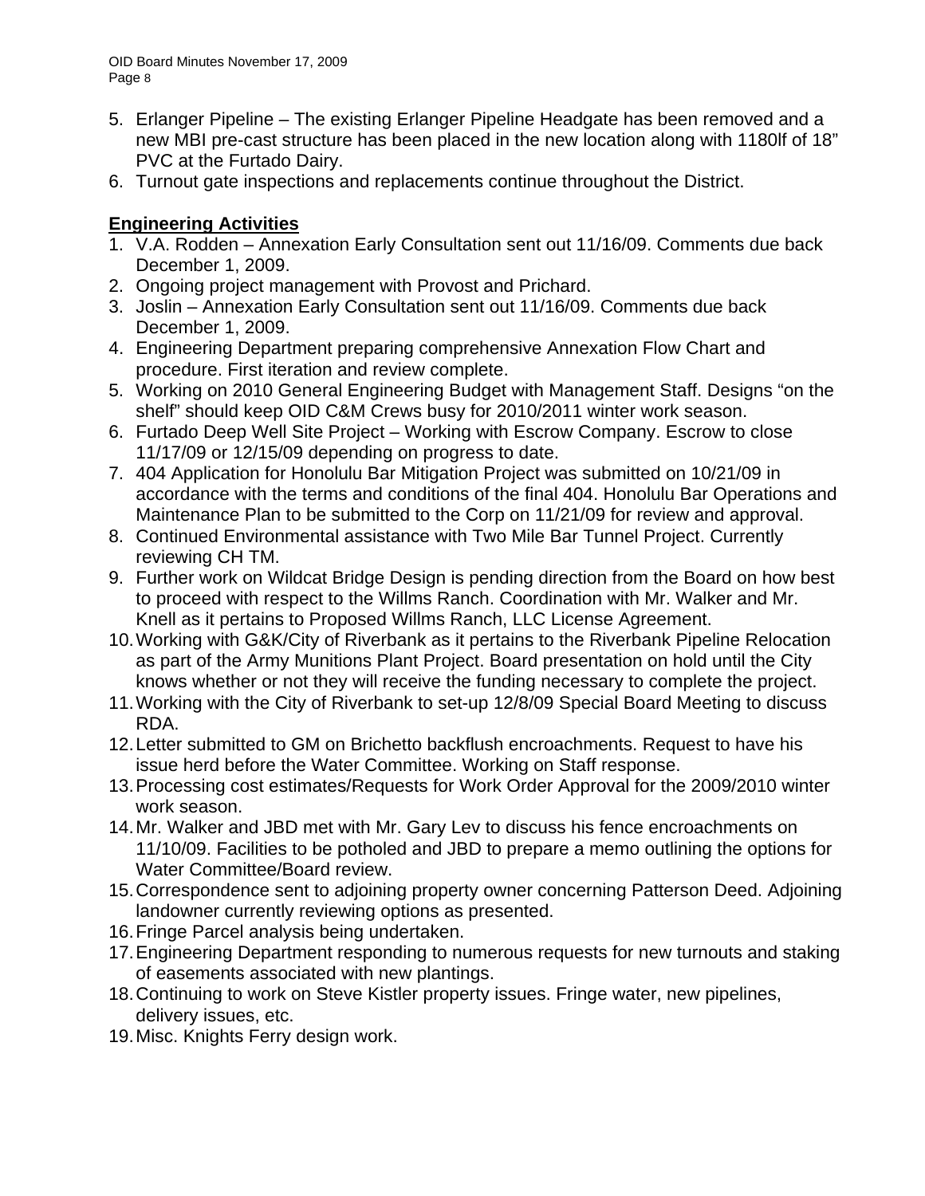5. Erlanger Pipeline – The existing Erlanger Pipeline Headgate has been removed and a new MBI pre-cast structure has been placed in the new location along with 1180lf of 18" PVC at the Furtado Dairy.
6. Turnout gate inspections and replacements continue throughout the District.

**Engineering Activities**

1. V.A. Rodden – Annexation Early Consultation sent out 11/16/09. Comments due back December 1, 2009.
2. Ongoing project management with Provost and Prichard.
3. Joslin – Annexation Early Consultation sent out 11/16/09. Comments due back December 1, 2009.
4. Engineering Department preparing comprehensive Annexation Flow Chart and procedure. First iteration and review complete.
5. Working on 2010 General Engineering Budget with Management Staff. Designs "on the shelf" should keep OID C&M Crews busy for 2010/2011 winter work season.
6. Furtado Deep Well Site Project – Working with Escrow Company. Escrow to close 11/17/09 or 12/15/09 depending on progress to date.
7. 404 Application for Honolulu Bar Mitigation Project was submitted on 10/21/09 in accordance with the terms and conditions of the final 404. Honolulu Bar Operations and Maintenance Plan to be submitted to the Corp on 11/21/09 for review and approval.
8. Continued Environmental assistance with Two Mile Bar Tunnel Project. Currently reviewing CH TM.
9. Further work on Wildcat Bridge Design is pending direction from the Board on how best to proceed with respect to the Willms Ranch. Coordination with Mr. Walker and Mr. Knell as it pertains to Proposed Willms Ranch, LLC License Agreement.
10. Working with G&K/City of Riverbank as it pertains to the Riverbank Pipeline Relocation as part of the Army Munitions Plant Project. Board presentation on hold until the City knows whether or not they will receive the funding necessary to complete the project.
11. Working with the City of Riverbank to set-up 12/8/09 Special Board Meeting to discuss RDA.
12. Letter submitted to GM on Brichetto backflush encroachments. Request to have his issue herd before the Water Committee. Working on Staff response.
13. Processing cost estimates/Requests for Work Order Approval for the 2009/2010 winter work season.
14. Mr. Walker and JBD met with Mr. Gary Lev to discuss his fence encroachments on 11/10/09. Facilities to be potholed and JBD to prepare a memo outlining the options for Water Committee/Board review.
15. Correspondence sent to adjoining property owner concerning Patterson Deed. Adjoining landowner currently reviewing options as presented.
16. Fringe Parcel analysis being undertaken.
17. Engineering Department responding to numerous requests for new turnouts and staking of easements associated with new plantings.
18. Continuing to work on Steve Kistler property issues. Fringe water, new pipelines, delivery issues, etc.
19. Misc. Knights Ferry design work.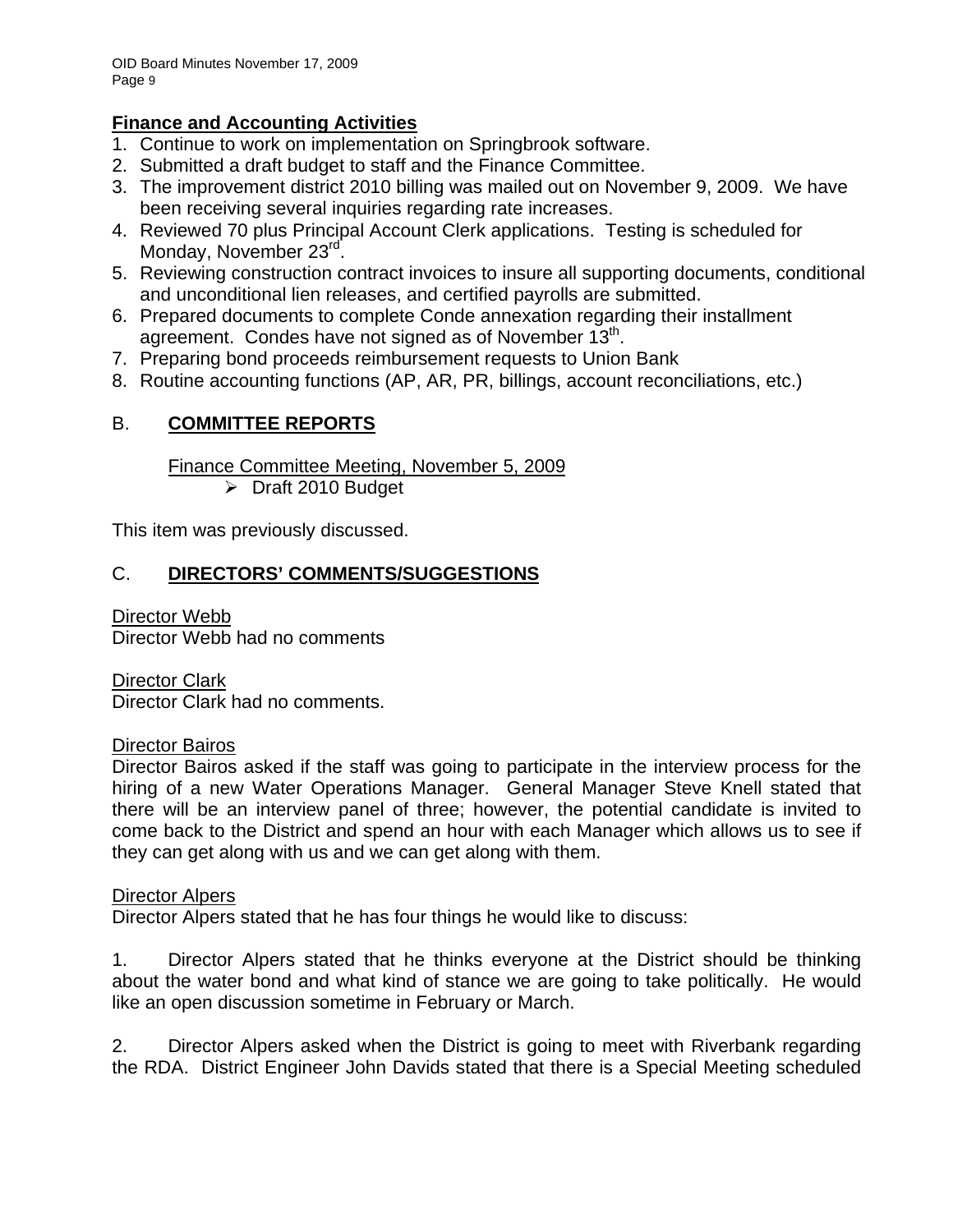**Finance and Accounting Activities**

1. Continue to work on implementation on Springbrook software.
2. Submitted a draft budget to staff and the Finance Committee.
3. The improvement district 2010 billing was mailed out on November 9, 2009. We have been receiving several inquiries regarding rate increases.
4. Reviewed 70 plus Principal Account Clerk applications. Testing is scheduled for Monday, November 23rd.
5. Reviewing construction contract invoices to insure all supporting documents, conditional and unconditional lien releases, and certified payrolls are submitted.
6. Prepared documents to complete Conde annexation regarding their installment agreement. Condes have not signed as of November 13th.
7. Preparing bond proceeds reimbursement requests to Union Bank
8. Routine accounting functions (AP, AR, PR, billings, account reconciliations, etc.)

## B. **COMMITTEE REPORTS**

Finance Committee Meeting, November 5, 2009

- Draft 2010 Budget

This item was previously discussed.

## C. **DIRECTORS' COMMENTS/SUGGESTIONS**

Director Webb
Director Webb had no comments

Director Clark
Director Clark had no comments.

Director Bairos
Director Bairos asked if the staff was going to participate in the interview process for the hiring of a new Water Operations Manager. General Manager Steve Knell stated that there will be an interview panel of three; however, the potential candidate is invited to come back to the District and spend an hour with each Manager which allows us to see if they can get along with us and we can get along with them.

Director Alpers
Director Alpers stated that he has four things he would like to discuss:

1. Director Alpers stated that he thinks everyone at the District should be thinking about the water bond and what kind of stance we are going to take politically. He would like an open discussion sometime in February or March.

2. Director Alpers asked when the District is going to meet with Riverbank regarding the RDA. District Engineer John Davids stated that there is a Special Meeting scheduled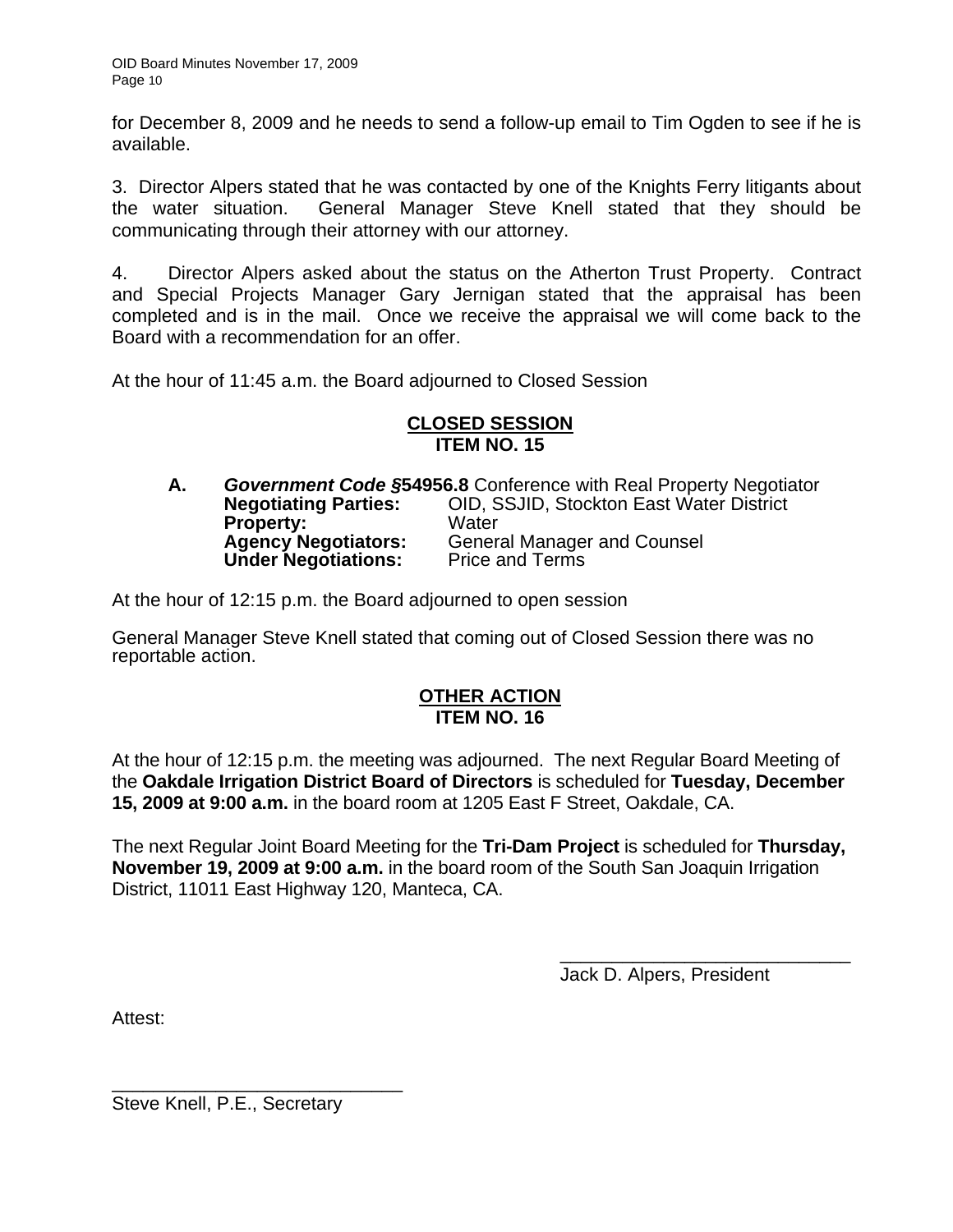for December 8, 2009 and he needs to send a follow-up email to Tim Ogden to see if he is available.

3. Director Alpers stated that he was contacted by one of the Knights Ferry litigants about the water situation. General Manager Steve Knell stated that they should be communicating through their attorney with our attorney.

4. Director Alpers asked about the status on the Atherton Trust Property. Contract and Special Projects Manager Gary Jernigan stated that the appraisal has been completed and is in the mail. Once we receive the appraisal we will come back to the Board with a recommendation for an offer.

At the hour of 11:45 a.m. the Board adjourned to Closed Session

**CLOSED SESSION**
**ITEM NO. 15**

**A.** ***Government Code §*54956.8** Conference with Real Property Negotiator
**Negotiating Parties:** OID, SSJID, Stockton East Water District
**Property:** Water
**Agency Negotiators:** General Manager and Counsel
**Under Negotiations:** Price and Terms

At the hour of 12:15 p.m. the Board adjourned to open session

General Manager Steve Knell stated that coming out of Closed Session there was no reportable action.

**OTHER ACTION**
**ITEM NO. 16**

At the hour of 12:15 p.m. the meeting was adjourned. The next Regular Board Meeting of the **Oakdale Irrigation District Board of Directors** is scheduled for **Tuesday, December 15, 2009 at 9:00 a.m.** in the board room at 1205 East F Street, Oakdale, CA.

The next Regular Joint Board Meeting for the **Tri-Dam Project** is scheduled for **Thursday, November 19, 2009 at 9:00 a.m.** in the board room of the South San Joaquin Irrigation District, 11011 East Highway 120, Manteca, CA.

\_\_\_\_\_\_\_\_\_\_\_\_\_\_\_\_\_\_\_\_\_\_\_\_\_\_\_\_
Jack D. Alpers, President

Attest:

\_\_\_\_\_\_\_\_\_\_\_\_\_\_\_\_\_\_\_\_\_\_\_\_\_\_\_\_
Steve Knell, P.E., Secretary